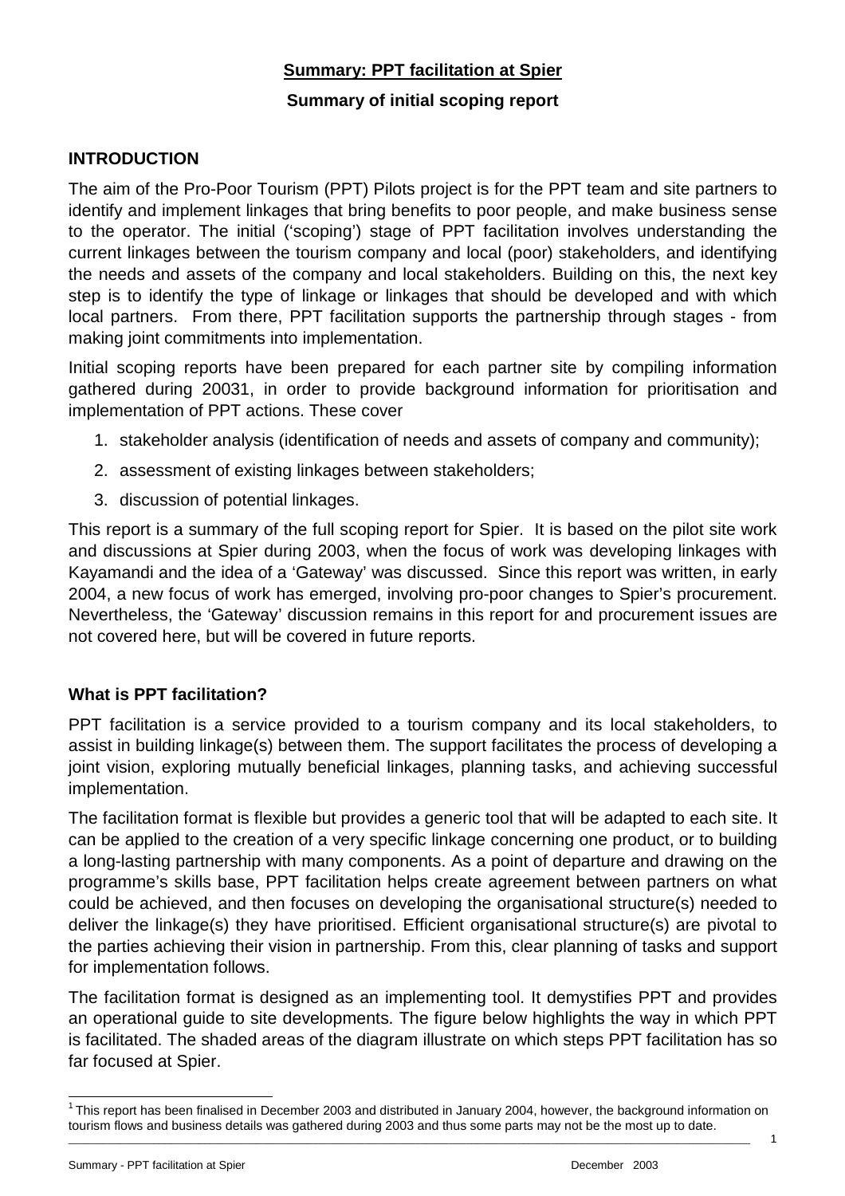**Summary: PPT facilitation at Spier**

**Summary of initial scoping report**

## INTRODUCTION

The aim of the Pro-Poor Tourism (PPT) Pilots project is for the PPT team and site partners to identify and implement linkages that bring benefits to poor people, and make business sense to the operator. The initial ('scoping') stage of PPT facilitation involves understanding the current linkages between the tourism company and local (poor) stakeholders, and identifying the needs and assets of the company and local stakeholders. Building on this, the next key step is to identify the type of linkage or linkages that should be developed and with which local partners. From there, PPT facilitation supports the partnership through stages - from making joint commitments into implementation.

Initial scoping reports have been prepared for each partner site by compiling information gathered during 2003[1], in order to provide background information for prioritisation and implementation of PPT actions. These cover

1. stakeholder analysis (identification of needs and assets of company and community);
2. assessment of existing linkages between stakeholders;
3. discussion of potential linkages.

This report is a summary of the full scoping report for Spier. It is based on the pilot site work and discussions at Spier during 2003, when the focus of work was developing linkages with Kayamandi and the idea of a 'Gateway' was discussed. Since this report was written, in early 2004, a new focus of work has emerged, involving pro-poor changes to Spier's procurement. Nevertheless, the 'Gateway' discussion remains in this report for and procurement issues are not covered here, but will be covered in future reports.

### What is PPT facilitation?

PPT facilitation is a service provided to a tourism company and its local stakeholders, to assist in building linkage(s) between them. The support facilitates the process of developing a joint vision, exploring mutually beneficial linkages, planning tasks, and achieving successful implementation.

The facilitation format is flexible but provides a generic tool that will be adapted to each site. It can be applied to the creation of a very specific linkage concerning one product, or to building a long-lasting partnership with many components. As a point of departure and drawing on the programme's skills base, PPT facilitation helps create agreement between partners on what could be achieved, and then focuses on developing the organisational structure(s) needed to deliver the linkage(s) they have prioritised. Efficient organisational structure(s) are pivotal to the parties achieving their vision in partnership. From this, clear planning of tasks and support for implementation follows.

The facilitation format is designed as an implementing tool. It demystifies PPT and provides an operational guide to site developments. The figure below highlights the way in which PPT is facilitated. The shaded areas of the diagram illustrate on which steps PPT facilitation has so far focused at Spier.

[1] This report has been finalised in December 2003 and distributed in January 2004, however, the background information on tourism flows and business details was gathered during 2003 and thus some parts may not be the most up to date.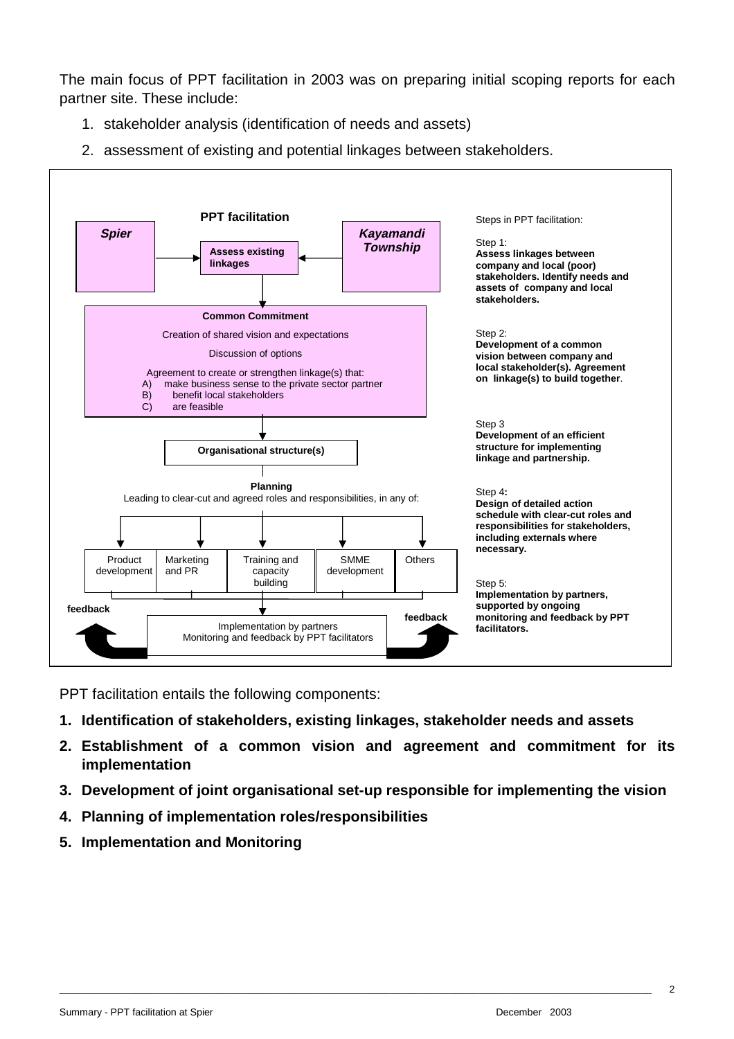The main focus of PPT facilitation in 2003 was on preparing initial scoping reports for each partner site. These include:

1. stakeholder analysis (identification of needs and assets)
2. assessment of existing and potential linkages between stakeholders.

**PPT facilitation**

***Spier*** → **Assess existing linkages** ← ***Kayamandi Township***

**Common Commitment**

Creation of shared vision and expectations

Discussion of options

Agreement to create or strengthen linkage(s) that:
A) make business sense to the private sector partner
B) benefit local stakeholders
C) are feasible

**Organisational structure(s)**

**Planning**
Leading to clear-cut and agreed roles and responsibilities, in any of:

| Product development | Marketing and PR | Training and capacity building | SMME development | Others |
|---|---|---|---|---|

**feedback** — Implementation by partners
Monitoring and feedback by PPT facilitators — **feedback**

Steps in PPT facilitation:

Step 1:
**Assess linkages between company and local (poor) stakeholders. Identify needs and assets of company and local stakeholders.**

Step 2:
**Development of a common vision between company and local stakeholder(s). Agreement on linkage(s) to build together**.

Step 3
**Development of an efficient structure for implementing linkage and partnership.**

Step 4**:**
**Design of detailed action schedule with clear-cut roles and responsibilities for stakeholders, including externals where necessary.**

Step 5:
**Implementation by partners, supported by ongoing monitoring and feedback by PPT facilitators.**

PPT facilitation entails the following components:

1. **Identification of stakeholders, existing linkages, stakeholder needs and assets**
2. **Establishment of a common vision and agreement and commitment for its implementation**
3. **Development of joint organisational set-up responsible for implementing the vision**
4. **Planning of implementation roles/responsibilities**
5. **Implementation and Monitoring**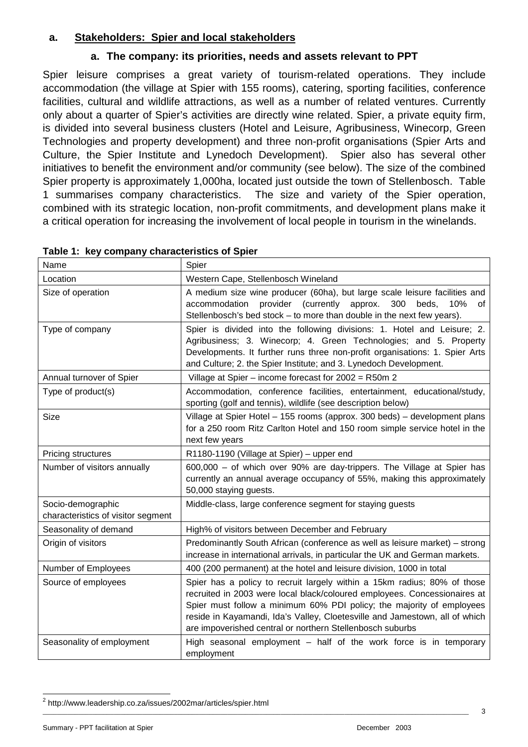## a. Stakeholders: Spier and local stakeholders

### a. The company: its priorities, needs and assets relevant to PPT

Spier leisure comprises a great variety of tourism-related operations. They include accommodation (the village at Spier with 155 rooms), catering, sporting facilities, conference facilities, cultural and wildlife attractions, as well as a number of related ventures. Currently only about a quarter of Spier's activities are directly wine related. Spier, a private equity firm, is divided into several business clusters (Hotel and Leisure, Agribusiness, Winecorp, Green Technologies and property development) and three non-profit organisations (Spier Arts and Culture, the Spier Institute and Lynedoch Development). Spier also has several other initiatives to benefit the environment and/or community (see below). The size of the combined Spier property is approximately 1,000ha, located just outside the town of Stellenbosch. Table 1 summarises company characteristics. The size and variety of the Spier operation, combined with its strategic location, non-profit commitments, and development plans make it a critical operation for increasing the involvement of local people in tourism in the winelands.

**Table 1: key company characteristics of Spier**

| Name | Spier |
|---|---|
| Location | Western Cape, Stellenbosch Wineland |
| Size of operation | A medium size wine producer (60ha), but large scale leisure facilities and accommodation provider (currently approx. 300 beds, 10% of Stellenbosch's bed stock – to more than double in the next few years). |
| Type of company | Spier is divided into the following divisions: 1. Hotel and Leisure; 2. Agribusiness; 3. Winecorp; 4. Green Technologies; and 5. Property Developments. It further runs three non-profit organisations: 1. Spier Arts and Culture; 2. the Spier Institute; and 3. Lynedoch Development. |
| Annual turnover of Spier | Village at Spier – income forecast for 2002 = R50m [2] |
| Type of product(s) | Accommodation, conference facilities, entertainment, educational/study, sporting (golf and tennis), wildlife (see description below) |
| Size | Village at Spier Hotel – 155 rooms (approx. 300 beds) – development plans for a 250 room Ritz Carlton Hotel and 150 room simple service hotel in the next few years |
| Pricing structures | R1180-1190 (Village at Spier) – upper end |
| Number of visitors annually | 600,000 – of which over 90% are day-trippers. The Village at Spier has currently an annual average occupancy of 55%, making this approximately 50,000 staying guests. |
| Socio-demographic characteristics of visitor segment | Middle-class, large conference segment for staying guests |
| Seasonality of demand | High% of visitors between December and February |
| Origin of visitors | Predominantly South African (conference as well as leisure market) – strong increase in international arrivals, in particular the UK and German markets. |
| Number of Employees | 400 (200 permanent) at the hotel and leisure division, 1000 in total |
| Source of employees | Spier has a policy to recruit largely within a 15km radius; 80% of those recruited in 2003 were local black/coloured employees. Concessionaires at Spier must follow a minimum 60% PDI policy; the majority of employees reside in Kayamandi, Ida's Valley, Cloetesville and Jamestown, all of which are impoverished central or northern Stellenbosch suburbs |
| Seasonality of employment | High seasonal employment – half of the work force is in temporary employment |

[2] http://www.leadership.co.za/issues/2002mar/articles/spier.html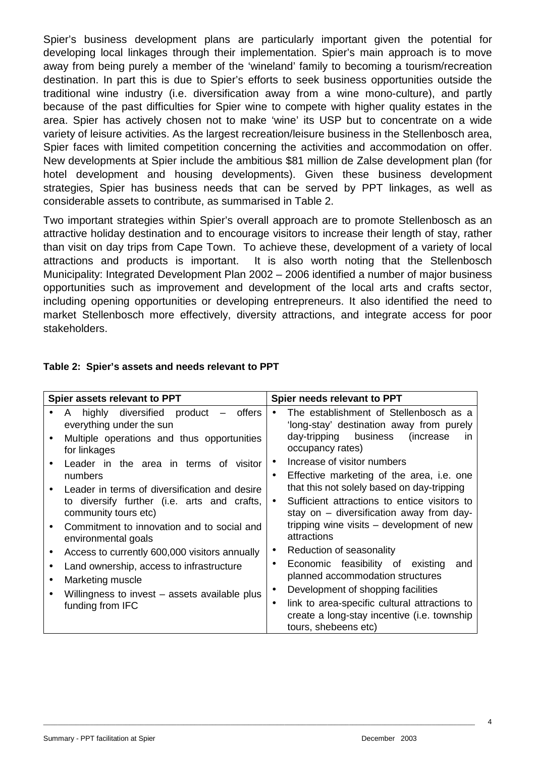Spier's business development plans are particularly important given the potential for developing local linkages through their implementation. Spier's main approach is to move away from being purely a member of the 'wineland' family to becoming a tourism/recreation destination. In part this is due to Spier's efforts to seek business opportunities outside the traditional wine industry (i.e. diversification away from a wine mono-culture), and partly because of the past difficulties for Spier wine to compete with higher quality estates in the area. Spier has actively chosen not to make 'wine' its USP but to concentrate on a wide variety of leisure activities. As the largest recreation/leisure business in the Stellenbosch area, Spier faces with limited competition concerning the activities and accommodation on offer. New developments at Spier include the ambitious $81 million de Zalse development plan (for hotel development and housing developments). Given these business development strategies, Spier has business needs that can be served by PPT linkages, as well as considerable assets to contribute, as summarised in Table 2.

Two important strategies within Spier's overall approach are to promote Stellenbosch as an attractive holiday destination and to encourage visitors to increase their length of stay, rather than visit on day trips from Cape Town. To achieve these, development of a variety of local attractions and products is important. It is also worth noting that the Stellenbosch Municipality: Integrated Development Plan 2002 – 2006 identified a number of major business opportunities such as improvement and development of the local arts and crafts sector, including opening opportunities or developing entrepreneurs. It also identified the need to market Stellenbosch more effectively, diversity attractions, and integrate access for poor stakeholders.

**Table 2: Spier's assets and needs relevant to PPT**

| Spier assets relevant to PPT | Spier needs relevant to PPT |
|---|---|
| • A highly diversified product – offers everything under the sun<br>• Multiple operations and thus opportunities for linkages<br>• Leader in the area in terms of visitor numbers<br>• Leader in terms of diversification and desire to diversify further (i.e. arts and crafts, community tours etc)<br>• Commitment to innovation and to social and environmental goals<br>• Access to currently 600,000 visitors annually<br>• Land ownership, access to infrastructure<br>• Marketing muscle<br>• Willingness to invest – assets available plus funding from IFC | • The establishment of Stellenbosch as a 'long-stay' destination away from purely day-tripping business (increase in occupancy rates)<br>• Increase of visitor numbers<br>• Effective marketing of the area, i.e. one that this not solely based on day-tripping<br>• Sufficient attractions to entice visitors to stay on – diversification away from day-tripping wine visits – development of new attractions<br>• Reduction of seasonality<br>• Economic feasibility of existing and planned accommodation structures<br>• Development of shopping facilities<br>• link to area-specific cultural attractions to create a long-stay incentive (i.e. township tours, shebeens etc) |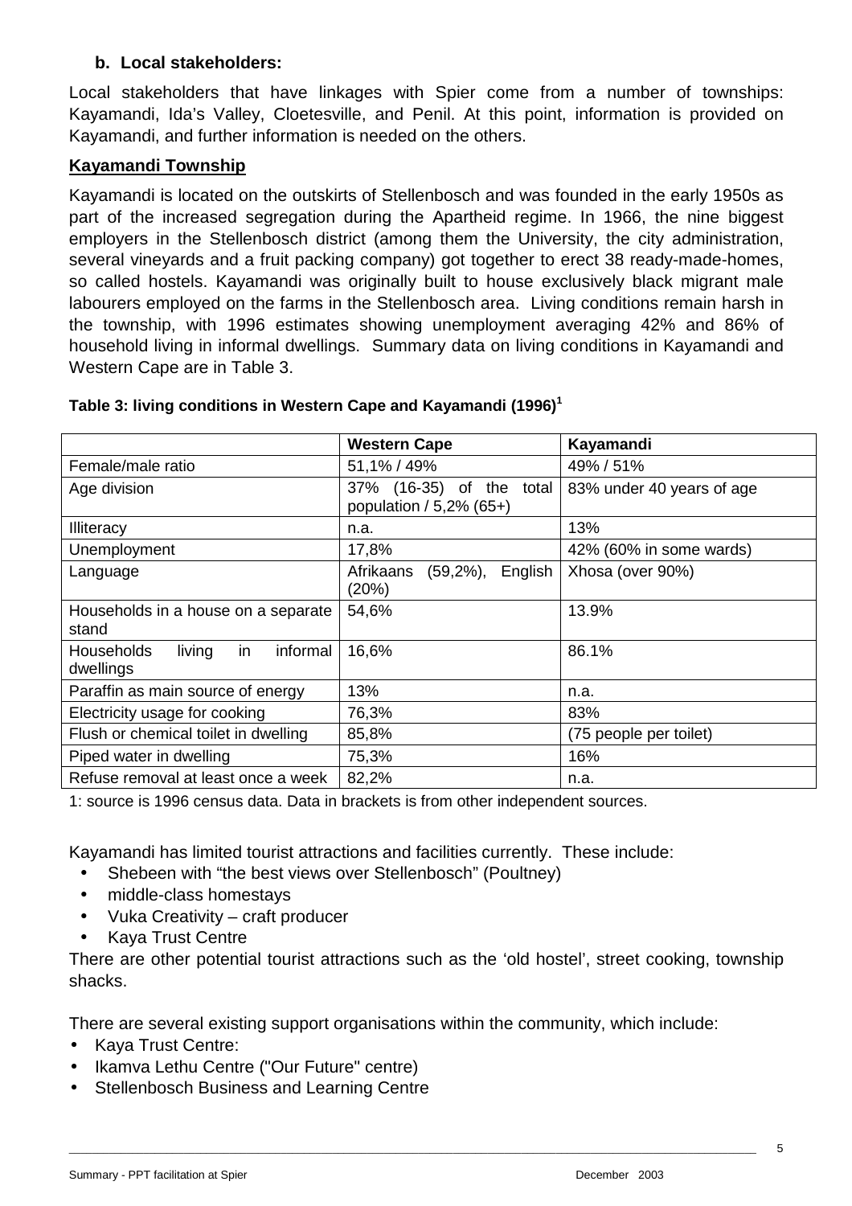**b. Local stakeholders:**

Local stakeholders that have linkages with Spier come from a number of townships: Kayamandi, Ida's Valley, Cloetesville, and Penil. At this point, information is provided on Kayamandi, and further information is needed on the others.

**Kayamandi Township**

Kayamandi is located on the outskirts of Stellenbosch and was founded in the early 1950s as part of the increased segregation during the Apartheid regime. In 1966, the nine biggest employers in the Stellenbosch district (among them the University, the city administration, several vineyards and a fruit packing company) got together to erect 38 ready-made-homes, so called hostels. Kayamandi was originally built to house exclusively black migrant male labourers employed on the farms in the Stellenbosch area. Living conditions remain harsh in the township, with 1996 estimates showing unemployment averaging 42% and 86% of household living in informal dwellings. Summary data on living conditions in Kayamandi and Western Cape are in Table 3.

**Table 3: living conditions in Western Cape and Kayamandi (1996)[1]**

| | Western Cape | Kayamandi |
|---|---|---|
| Female/male ratio | 51,1% / 49% | 49% / 51% |
| Age division | 37% (16-35) of the total population / 5,2% (65+) | 83% under 40 years of age |
| Illiteracy | n.a. | 13% |
| Unemployment | 17,8% | 42% (60% in some wards) |
| Language | Afrikaans (59,2%), English (20%) | Xhosa (over 90%) |
| Households in a house on a separate stand | 54,6% | 13.9% |
| Households living in informal dwellings | 16,6% | 86.1% |
| Paraffin as main source of energy | 13% | n.a. |
| Electricity usage for cooking | 76,3% | 83% |
| Flush or chemical toilet in dwelling | 85,8% | (75 people per toilet) |
| Piped water in dwelling | 75,3% | 16% |
| Refuse removal at least once a week | 82,2% | n.a. |

1: source is 1996 census data. Data in brackets is from other independent sources.

Kayamandi has limited tourist attractions and facilities currently. These include:

- Shebeen with "the best views over Stellenbosch" (Poultney)
- middle-class homestays
- Vuka Creativity – craft producer
- Kaya Trust Centre

There are other potential tourist attractions such as the 'old hostel', street cooking, township shacks.

There are several existing support organisations within the community, which include:

- Kaya Trust Centre:
- Ikamva Lethu Centre ("Our Future" centre)
- Stellenbosch Business and Learning Centre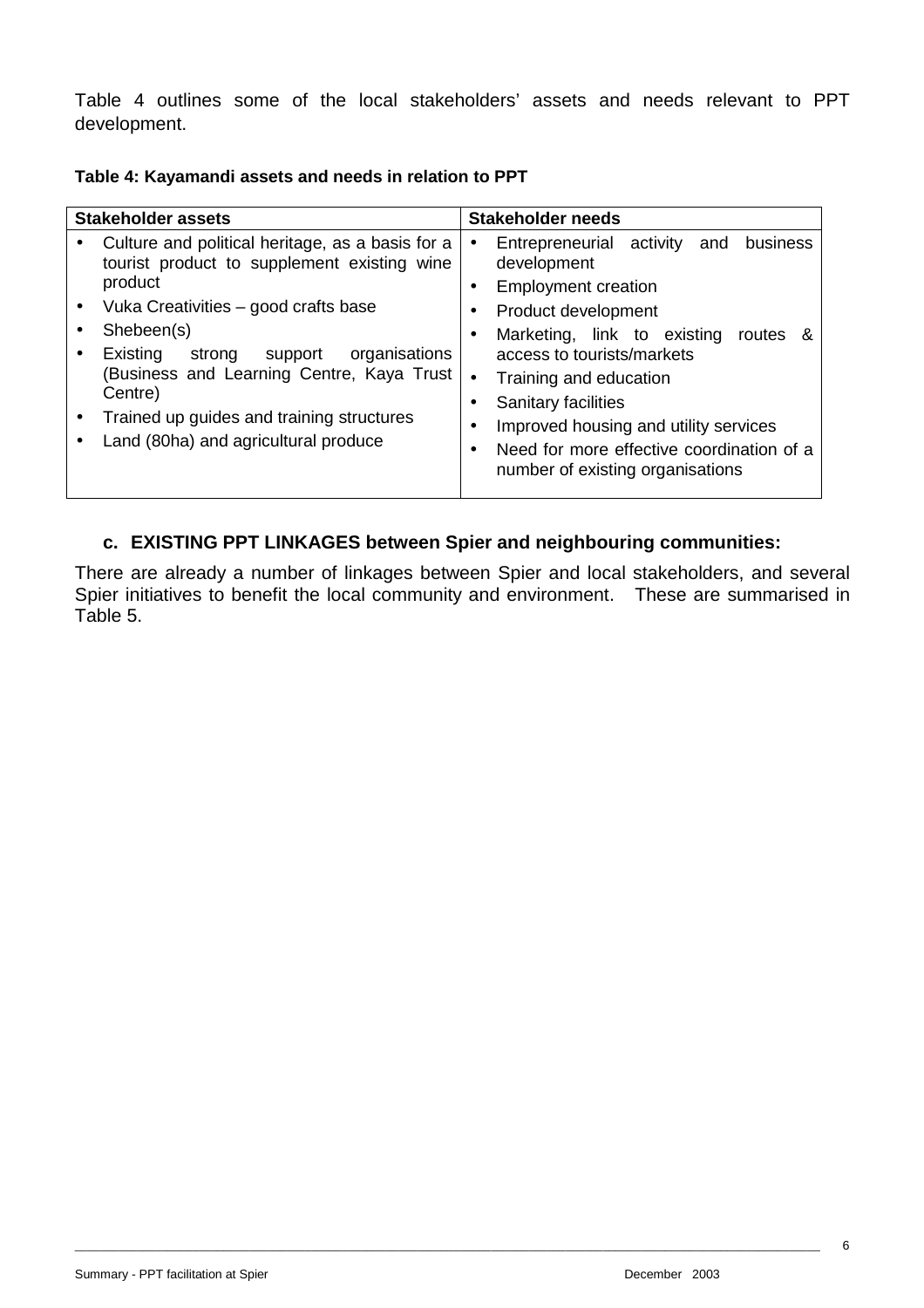Table 4 outlines some of the local stakeholders' assets and needs relevant to PPT development.

**Table 4: Kayamandi assets and needs in relation to PPT**

| Stakeholder assets | Stakeholder needs |
|---|---|
| • Culture and political heritage, as a basis for a tourist product to supplement existing wine product<br>• Vuka Creativities – good crafts base<br>• Shebeen(s)<br>• Existing strong support organisations (Business and Learning Centre, Kaya Trust Centre)<br>• Trained up guides and training structures<br>• Land (80ha) and agricultural produce | • Entrepreneurial activity and business development<br>• Employment creation<br>• Product development<br>• Marketing, link to existing routes & access to tourists/markets<br>• Training and education<br>• Sanitary facilities<br>• Improved housing and utility services<br>• Need for more effective coordination of a number of existing organisations |

### c. EXISTING PPT LINKAGES between Spier and neighbouring communities:

There are already a number of linkages between Spier and local stakeholders, and several Spier initiatives to benefit the local community and environment. These are summarised in Table 5.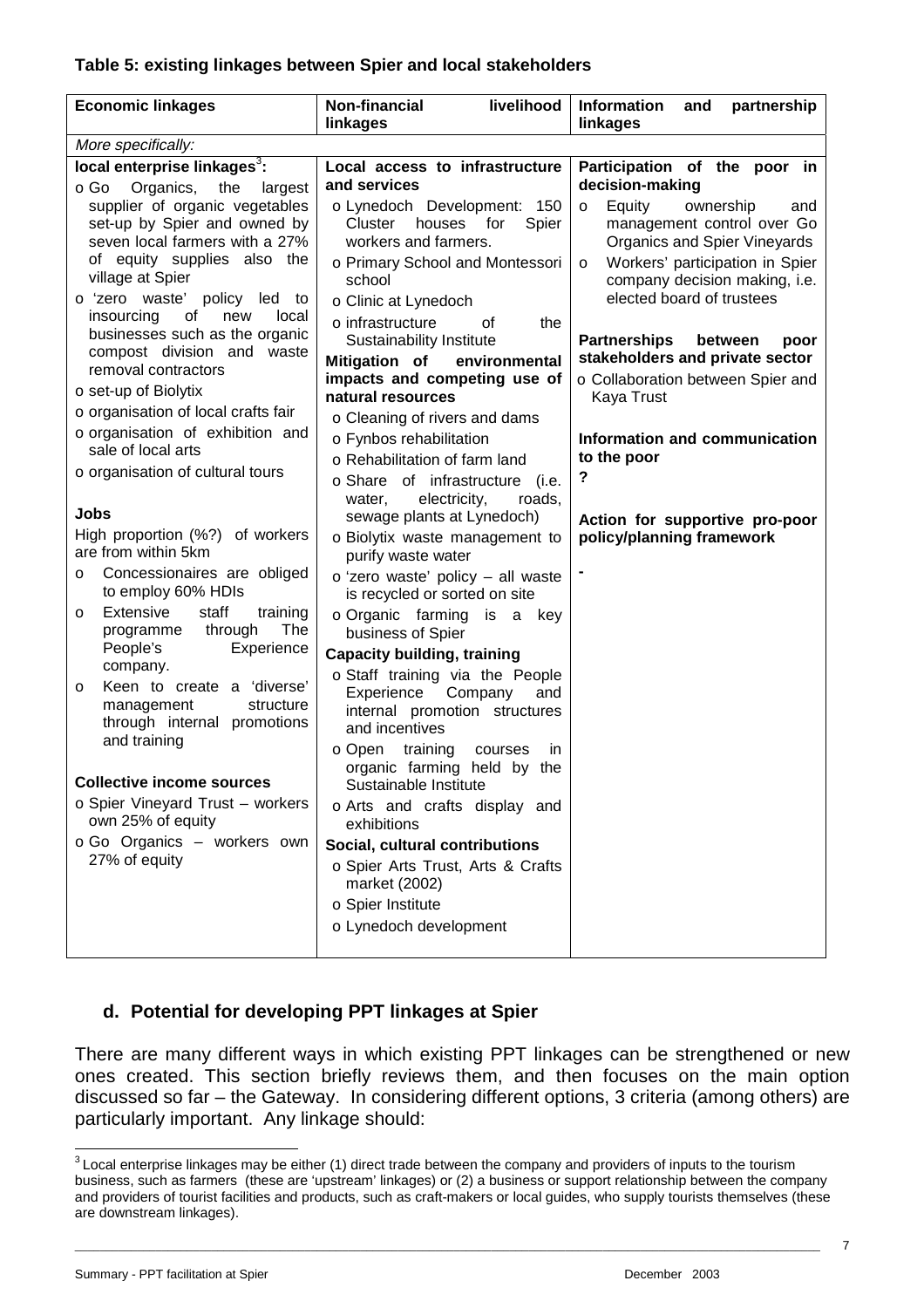**Table 5: existing linkages between Spier and local stakeholders**

| Economic linkages | Non-financial livelihood linkages | Information and partnership linkages |
|---|---|---|
| *More specifically:* | | |
| **local enterprise linkages**[3]:<br>o Go Organics, the largest supplier of organic vegetables set-up by Spier and owned by seven local farmers with a 27% of equity supplies also the village at Spier<br>o 'zero waste' policy led to insourcing of new local businesses such as the organic compost division and waste removal contractors<br>o set-up of Biolytix<br>o organisation of local crafts fair<br>o organisation of exhibition and sale of local arts<br>o organisation of cultural tours<br><br>**Jobs**<br>High proportion (%?) of workers are from within 5km<br>o Concessionaires are obliged to employ 60% HDIs<br>o Extensive staff training programme through The People's Experience company.<br>o Keen to create a 'diverse' management structure through internal promotions and training<br><br>**Collective income sources**<br>o Spier Vineyard Trust – workers own 25% of equity<br>o Go Organics – workers own 27% of equity | **Local access to infrastructure and services**<br>o Lynedoch Development: 150 Cluster houses for Spier workers and farmers.<br>o Primary School and Montessori school<br>o Clinic at Lynedoch<br>o infrastructure of the Sustainability Institute<br>**Mitigation of environmental impacts and competing use of natural resources**<br>o Cleaning of rivers and dams<br>o Fynbos rehabilitation<br>o Rehabilitation of farm land<br>o Share of infrastructure (i.e. water, electricity, roads, sewage plants at Lynedoch)<br>o Biolytix waste management to purify waste water<br>o 'zero waste' policy – all waste is recycled or sorted on site<br>o Organic farming is a key business of Spier<br>**Capacity building, training**<br>o Staff training via the People Experience Company and internal promotion structures and incentives<br>o Open training courses in organic farming held by the Sustainable Institute<br>o Arts and crafts display and exhibitions<br>**Social, cultural contributions**<br>o Spier Arts Trust, Arts & Crafts market (2002)<br>o Spier Institute<br>o Lynedoch development | **Participation of the poor in decision-making**<br>o Equity ownership and management control over Go Organics and Spier Vineyards<br>o Workers' participation in Spier company decision making, i.e. elected board of trustees<br><br>**Partnerships between poor stakeholders and private sector**<br>o Collaboration between Spier and Kaya Trust<br><br>**Information and communication to the poor**<br>**?**<br><br>**Action for supportive pro-poor policy/planning framework**<br><br>**-** |

## d. Potential for developing PPT linkages at Spier

There are many different ways in which existing PPT linkages can be strengthened or new ones created. This section briefly reviews them, and then focuses on the main option discussed so far – the Gateway. In considering different options, 3 criteria (among others) are particularly important. Any linkage should:

[3] Local enterprise linkages may be either (1) direct trade between the company and providers of inputs to the tourism business, such as farmers (these are 'upstream' linkages) or (2) a business or support relationship between the company and providers of tourist facilities and products, such as craft-makers or local guides, who supply tourists themselves (these are downstream linkages).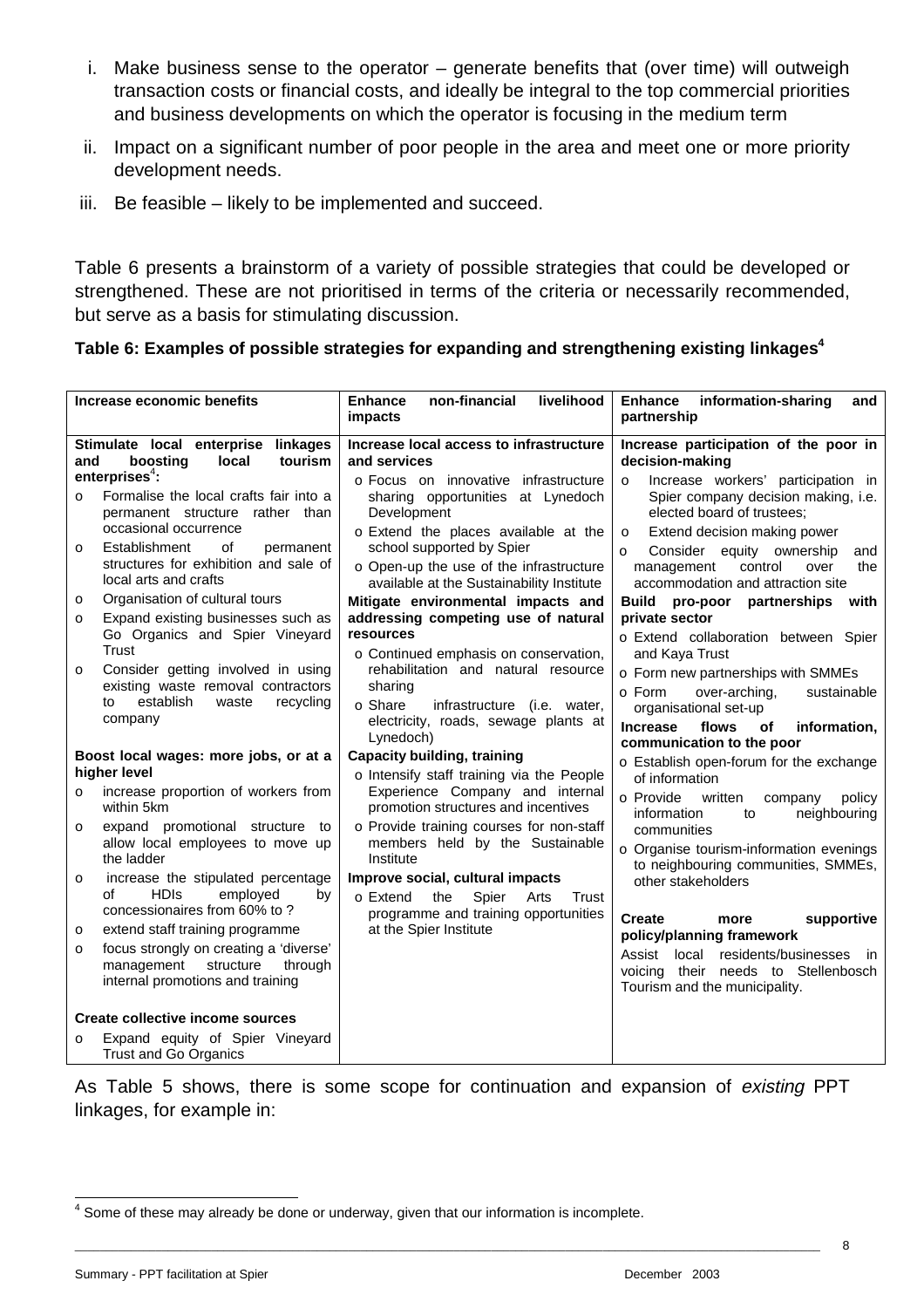i. Make business sense to the operator – generate benefits that (over time) will outweigh transaction costs or financial costs, and ideally be integral to the top commercial priorities and business developments on which the operator is focusing in the medium term

ii. Impact on a significant number of poor people in the area and meet one or more priority development needs.

iii. Be feasible – likely to be implemented and succeed.

Table 6 presents a brainstorm of a variety of possible strategies that could be developed or strengthened. These are not prioritised in terms of the criteria or necessarily recommended, but serve as a basis for stimulating discussion.

**Table 6: Examples of possible strategies for expanding and strengthening existing linkages[4]**

| Increase economic benefits | Enhance non-financial livelihood impacts | Enhance information-sharing and partnership |
|---|---|---|
| **Stimulate local enterprise linkages and boosting local tourism enterprises[4]:**<br>o Formalise the local crafts fair into a permanent structure rather than occasional occurrence<br>o Establishment of permanent structures for exhibition and sale of local arts and crafts<br>o Organisation of cultural tours<br>o Expand existing businesses such as Go Organics and Spier Vineyard Trust<br>o Consider getting involved in using existing waste removal contractors to establish waste recycling company<br><br>**Boost local wages: more jobs, or at a higher level**<br>o increase proportion of workers from within 5km<br>o expand promotional structure to allow local employees to move up the ladder<br>o increase the stipulated percentage of HDIs employed by concessionaires from 60% to ?<br>o extend staff training programme<br>o focus strongly on creating a 'diverse' management structure through internal promotions and training<br><br>**Create collective income sources**<br>o Expand equity of Spier Vineyard Trust and Go Organics | **Increase local access to infrastructure and services**<br>o Focus on innovative infrastructure sharing opportunities at Lynedoch Development<br>o Extend the places available at the school supported by Spier<br>o Open-up the use of the infrastructure available at the Sustainability Institute<br>**Mitigate environmental impacts and addressing competing use of natural resources**<br>o Continued emphasis on conservation, rehabilitation and natural resource sharing<br>o Share infrastructure (i.e. water, electricity, roads, sewage plants at Lynedoch)<br>**Capacity building, training**<br>o Intensify staff training via the People Experience Company and internal promotion structures and incentives<br>o Provide training courses for non-staff members held by the Sustainable Institute<br>**Improve social, cultural impacts**<br>o Extend the Spier Arts Trust programme and training opportunities at the Spier Institute | **Increase participation of the poor in decision-making**<br>o Increase workers' participation in Spier company decision making, i.e. elected board of trustees;<br>o Extend decision making power<br>o Consider equity ownership and management control over the accommodation and attraction site<br>**Build pro-poor partnerships with private sector**<br>o Extend collaboration between Spier and Kaya Trust<br>o Form new partnerships with SMMEs<br>o Form over-arching, sustainable organisational set-up<br>**Increase flows of information, communication to the poor**<br>o Establish open-forum for the exchange of information<br>o Provide written company policy information to neighbouring communities<br>o Organise tourism-information evenings to neighbouring communities, SMMEs, other stakeholders<br><br>**Create more supportive policy/planning framework**<br>Assist local residents/businesses in voicing their needs to Stellenbosch Tourism and the municipality. |

As Table 5 shows, there is some scope for continuation and expansion of *existing* PPT linkages, for example in:

[4] Some of these may already be done or underway, given that our information is incomplete.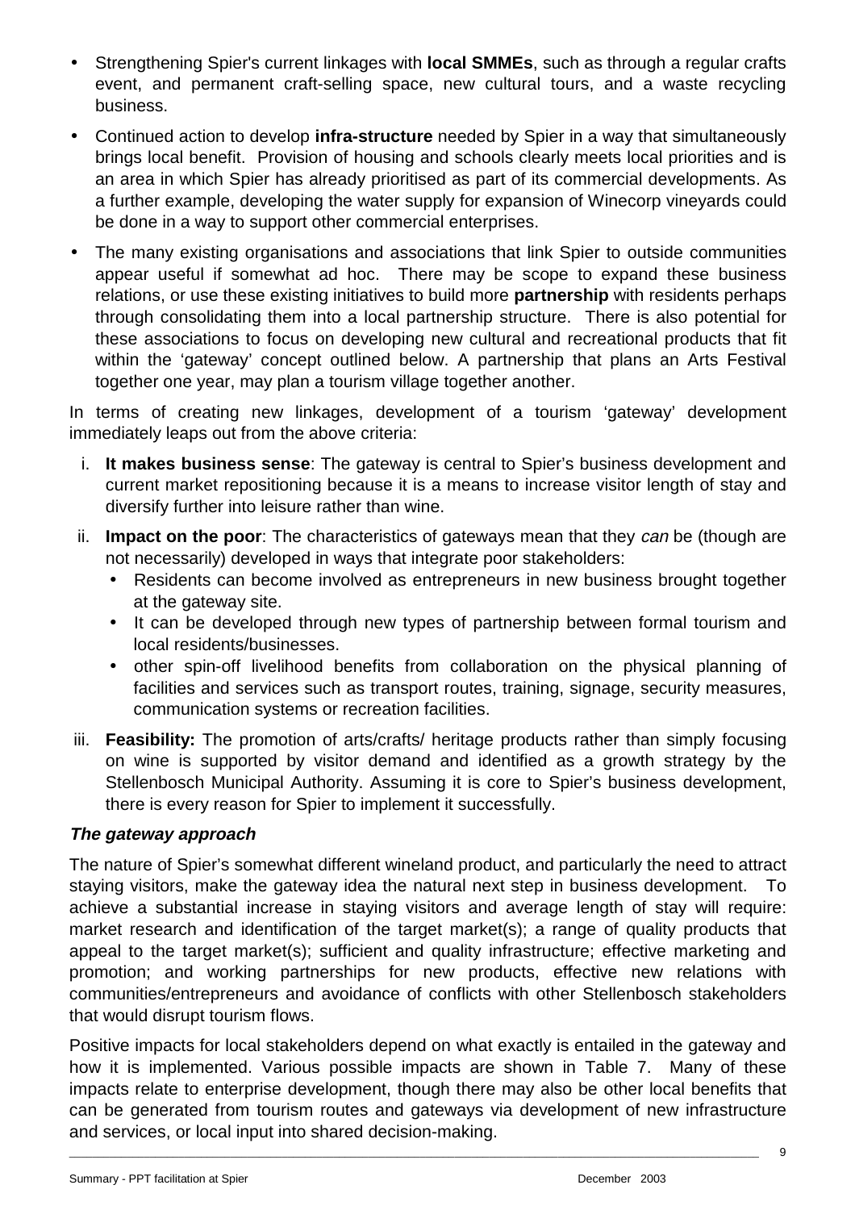- Strengthening Spier's current linkages with **local SMMEs**, such as through a regular crafts event, and permanent craft-selling space, new cultural tours, and a waste recycling business.
- Continued action to develop **infra-structure** needed by Spier in a way that simultaneously brings local benefit. Provision of housing and schools clearly meets local priorities and is an area in which Spier has already prioritised as part of its commercial developments. As a further example, developing the water supply for expansion of Winecorp vineyards could be done in a way to support other commercial enterprises.
- The many existing organisations and associations that link Spier to outside communities appear useful if somewhat ad hoc. There may be scope to expand these business relations, or use these existing initiatives to build more **partnership** with residents perhaps through consolidating them into a local partnership structure. There is also potential for these associations to focus on developing new cultural and recreational products that fit within the 'gateway' concept outlined below. A partnership that plans an Arts Festival together one year, may plan a tourism village together another.

In terms of creating new linkages, development of a tourism 'gateway' development immediately leaps out from the above criteria:

i. **It makes business sense**: The gateway is central to Spier's business development and current market repositioning because it is a means to increase visitor length of stay and diversify further into leisure rather than wine.

ii. **Impact on the poor**: The characteristics of gateways mean that they *can* be (though are not necessarily) developed in ways that integrate poor stakeholders:
   - Residents can become involved as entrepreneurs in new business brought together at the gateway site.
   - It can be developed through new types of partnership between formal tourism and local residents/businesses.
   - other spin-off livelihood benefits from collaboration on the physical planning of facilities and services such as transport routes, training, signage, security measures, communication systems or recreation facilities.

iii. **Feasibility:** The promotion of arts/crafts/ heritage products rather than simply focusing on wine is supported by visitor demand and identified as a growth strategy by the Stellenbosch Municipal Authority. Assuming it is core to Spier's business development, there is every reason for Spier to implement it successfully.

***The gateway approach***

The nature of Spier's somewhat different wineland product, and particularly the need to attract staying visitors, make the gateway idea the natural next step in business development. To achieve a substantial increase in staying visitors and average length of stay will require: market research and identification of the target market(s); a range of quality products that appeal to the target market(s); sufficient and quality infrastructure; effective marketing and promotion; and working partnerships for new products, effective new relations with communities/entrepreneurs and avoidance of conflicts with other Stellenbosch stakeholders that would disrupt tourism flows.

Positive impacts for local stakeholders depend on what exactly is entailed in the gateway and how it is implemented. Various possible impacts are shown in Table 7. Many of these impacts relate to enterprise development, though there may also be other local benefits that can be generated from tourism routes and gateways via development of new infrastructure and services, or local input into shared decision-making.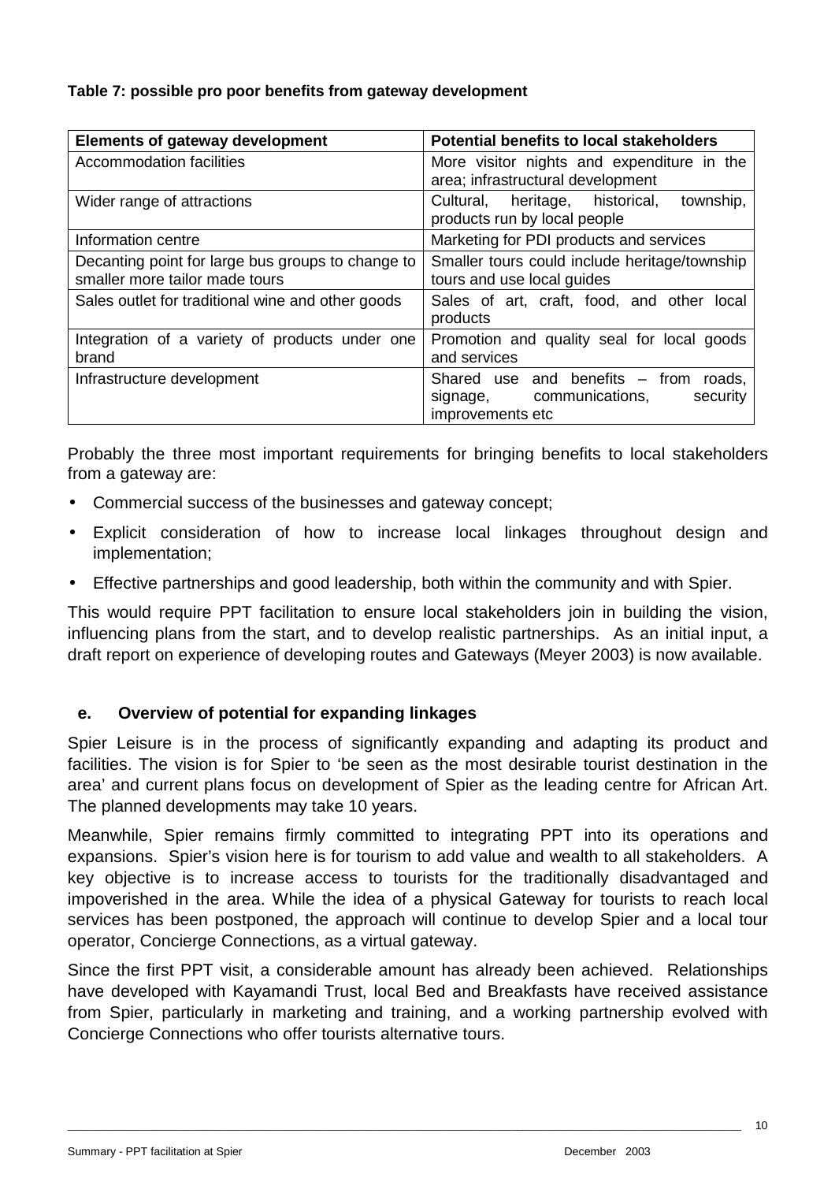**Table 7: possible pro poor benefits from gateway development**

| Elements of gateway development | Potential benefits to local stakeholders |
|---|---|
| Accommodation facilities | More visitor nights and expenditure in the area; infrastructural development |
| Wider range of attractions | Cultural, heritage, historical, township, products run by local people |
| Information centre | Marketing for PDI products and services |
| Decanting point for large bus groups to change to smaller more tailor made tours | Smaller tours could include heritage/township tours and use local guides |
| Sales outlet for traditional wine and other goods | Sales of art, craft, food, and other local products |
| Integration of a variety of products under one brand | Promotion and quality seal for local goods and services |
| Infrastructure development | Shared use and benefits – from roads, signage, communications, security improvements etc |

Probably the three most important requirements for bringing benefits to local stakeholders from a gateway are:

- Commercial success of the businesses and gateway concept;
- Explicit consideration of how to increase local linkages throughout design and implementation;
- Effective partnerships and good leadership, both within the community and with Spier.

This would require PPT facilitation to ensure local stakeholders join in building the vision, influencing plans from the start, and to develop realistic partnerships. As an initial input, a draft report on experience of developing routes and Gateways (Meyer 2003) is now available.

### e. Overview of potential for expanding linkages

Spier Leisure is in the process of significantly expanding and adapting its product and facilities. The vision is for Spier to 'be seen as the most desirable tourist destination in the area' and current plans focus on development of Spier as the leading centre for African Art. The planned developments may take 10 years.

Meanwhile, Spier remains firmly committed to integrating PPT into its operations and expansions. Spier's vision here is for tourism to add value and wealth to all stakeholders. A key objective is to increase access to tourists for the traditionally disadvantaged and impoverished in the area. While the idea of a physical Gateway for tourists to reach local services has been postponed, the approach will continue to develop Spier and a local tour operator, Concierge Connections, as a virtual gateway.

Since the first PPT visit, a considerable amount has already been achieved. Relationships have developed with Kayamandi Trust, local Bed and Breakfasts have received assistance from Spier, particularly in marketing and training, and a working partnership evolved with Concierge Connections who offer tourists alternative tours.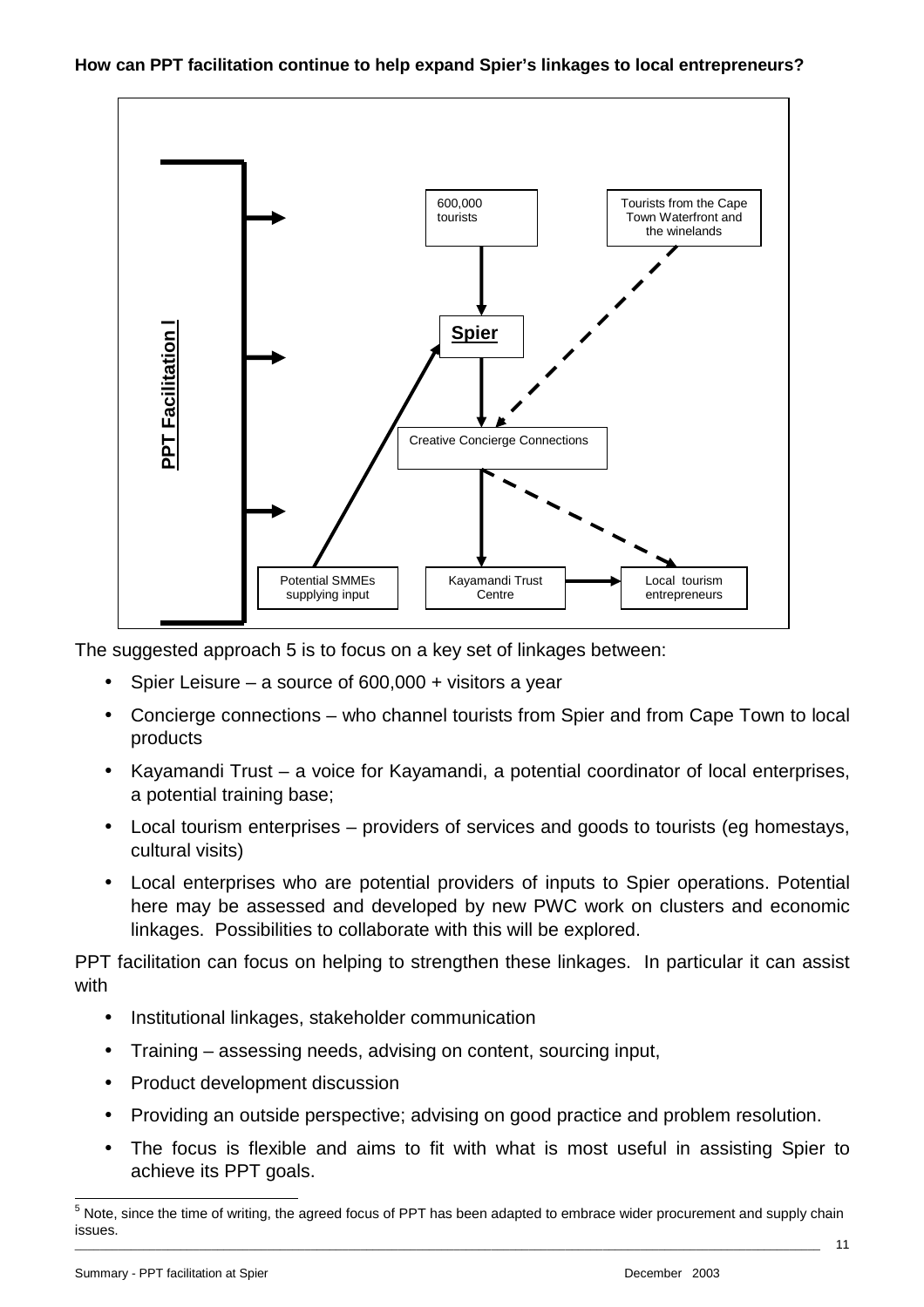**How can PPT facilitation continue to help expand Spier's linkages to local entrepreneurs?**

PPT Facilitation

600,000 tourists

Tourists from the Cape Town Waterfront and the winelands

Spier

Creative Concierge Connections

Potential SMMEs supplying input

Kayamandi Trust Centre

Local tourism entrepreneurs

The suggested approach 5 is to focus on a key set of linkages between:

- Spier Leisure – a source of 600,000 + visitors a year
- Concierge connections – who channel tourists from Spier and from Cape Town to local products
- Kayamandi Trust – a voice for Kayamandi, a potential coordinator of local enterprises, a potential training base;
- Local tourism enterprises – providers of services and goods to tourists (eg homestays, cultural visits)
- Local enterprises who are potential providers of inputs to Spier operations. Potential here may be assessed and developed by new PWC work on clusters and economic linkages. Possibilities to collaborate with this will be explored.

PPT facilitation can focus on helping to strengthen these linkages. In particular it can assist with

- Institutional linkages, stakeholder communication
- Training – assessing needs, advising on content, sourcing input,
- Product development discussion
- Providing an outside perspective; advising on good practice and problem resolution.
- The focus is flexible and aims to fit with what is most useful in assisting Spier to achieve its PPT goals.

[5] Note, since the time of writing, the agreed focus of PPT has been adapted to embrace wider procurement and supply chain issues.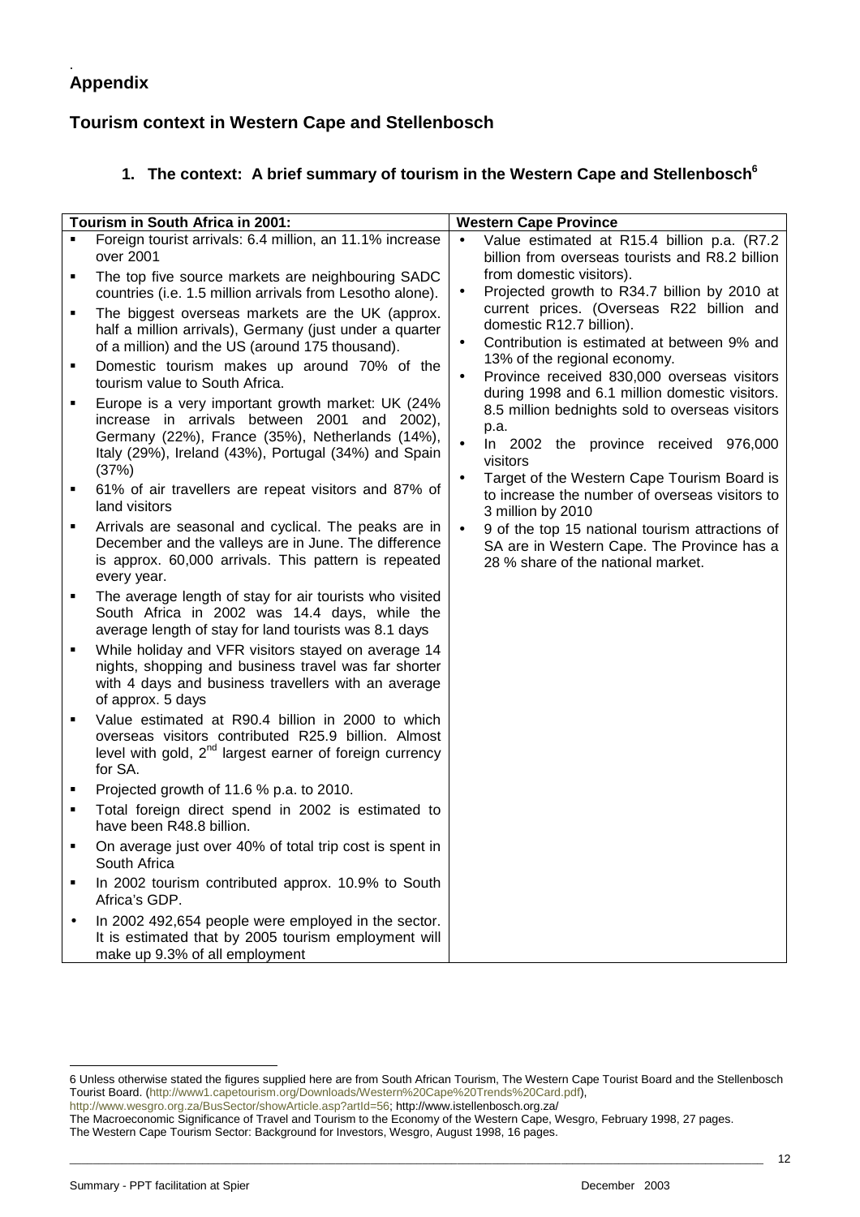# Appendix

## Tourism context in Western Cape and Stellenbosch

### 1. The context: A brief summary of tourism in the Western Cape and Stellenbosch[6]

| Tourism in South Africa in 2001: | Western Cape Province |
| --- | --- |
| ▪ Foreign tourist arrivals: 6.4 million, an 11.1% increase over 2001<br>▪ The top five source markets are neighbouring SADC countries (i.e. 1.5 million arrivals from Lesotho alone).<br>▪ The biggest overseas markets are the UK (approx. half a million arrivals), Germany (just under a quarter of a million) and the US (around 175 thousand).<br>▪ Domestic tourism makes up around 70% of the tourism value to South Africa.<br>▪ Europe is a very important growth market: UK (24% increase in arrivals between 2001 and 2002), Germany (22%), France (35%), Netherlands (14%), Italy (29%), Ireland (43%), Portugal (34%) and Spain (37%)<br>▪ 61% of air travellers are repeat visitors and 87% of land visitors<br>▪ Arrivals are seasonal and cyclical. The peaks are in December and the valleys are in June. The difference is approx. 60,000 arrivals. This pattern is repeated every year.<br>▪ The average length of stay for air tourists who visited South Africa in 2002 was 14.4 days, while the average length of stay for land tourists was 8.1 days<br>▪ While holiday and VFR visitors stayed on average 14 nights, shopping and business travel was far shorter with 4 days and business travellers with an average of approx. 5 days<br>▪ Value estimated at R90.4 billion in 2000 to which overseas visitors contributed R25.9 billion. Almost level with gold, 2nd largest earner of foreign currency for SA.<br>▪ Projected growth of 11.6 % p.a. to 2010.<br>▪ Total foreign direct spend in 2002 is estimated to have been R48.8 billion.<br>▪ On average just over 40% of total trip cost is spent in South Africa<br>▪ In 2002 tourism contributed approx. 10.9% to South Africa's GDP.<br>• In 2002 492,654 people were employed in the sector. It is estimated that by 2005 tourism employment will make up 9.3% of all employment | • Value estimated at R15.4 billion p.a. (R7.2 billion from overseas tourists and R8.2 billion from domestic visitors).<br>• Projected growth to R34.7 billion by 2010 at current prices. (Overseas R22 billion and domestic R12.7 billion).<br>• Contribution is estimated at between 9% and 13% of the regional economy.<br>• Province received 830,000 overseas visitors during 1998 and 6.1 million domestic visitors. 8.5 million bednights sold to overseas visitors p.a.<br>• In 2002 the province received 976,000 visitors<br>• Target of the Western Cape Tourism Board is to increase the number of overseas visitors to 3 million by 2010<br>• 9 of the top 15 national tourism attractions of SA are in Western Cape. The Province has a 28 % share of the national market. |

---

6 Unless otherwise stated the figures supplied here are from South African Tourism, The Western Cape Tourist Board and the Stellenbosch Tourist Board. (http://www1.capetourism.org/Downloads/Western%20Cape%20Trends%20Card.pdf), http://www.wesgro.org.za/BusSector/showArticle.asp?artId=56; http://www.istellenbosch.org.za/
The Macroeconomic Significance of Travel and Tourism to the Economy of the Western Cape, Wesgro, February 1998, 27 pages.
The Western Cape Tourism Sector: Background for Investors, Wesgro, August 1998, 16 pages.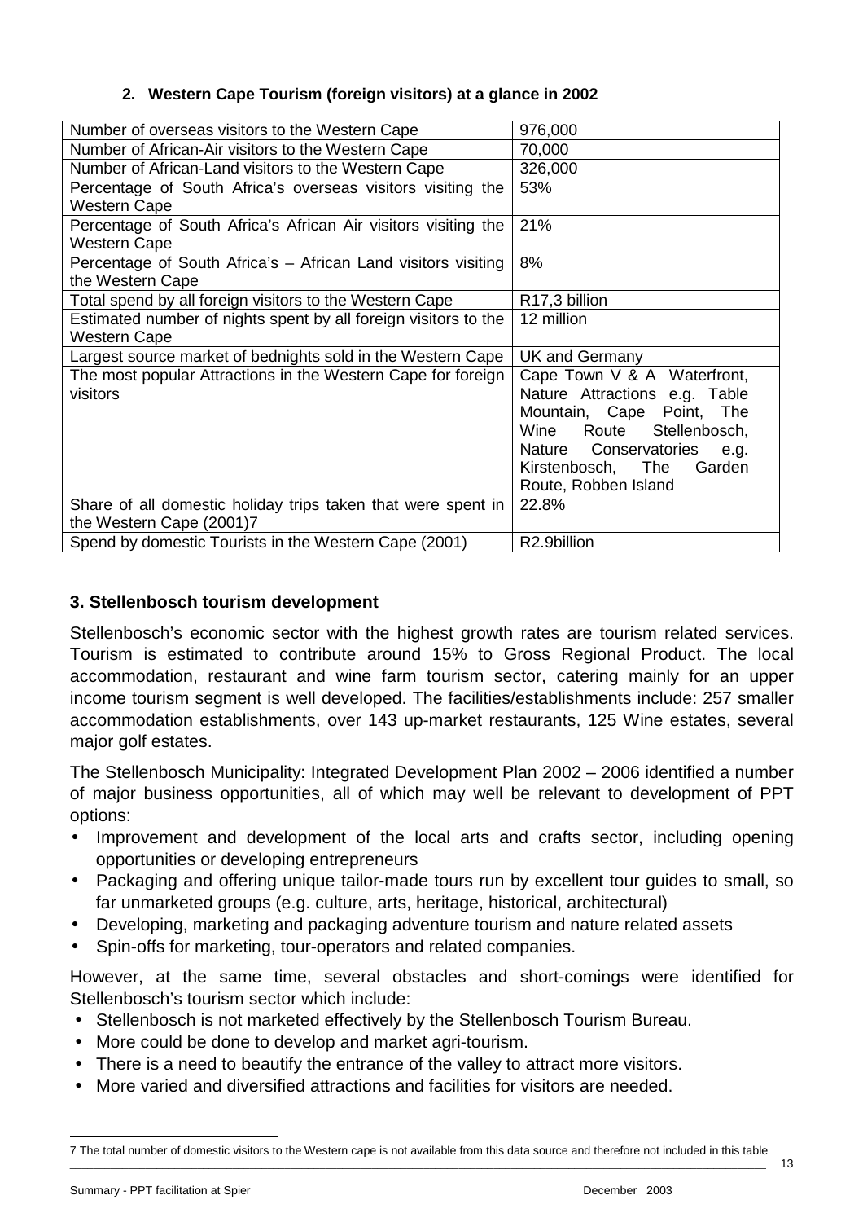## 2. Western Cape Tourism (foreign visitors) at a glance in 2002

| | |
|---|---|
| Number of overseas visitors to the Western Cape | 976,000 |
| Number of African-Air visitors to the Western Cape | 70,000 |
| Number of African-Land visitors to the Western Cape | 326,000 |
| Percentage of South Africa's overseas visitors visiting the Western Cape | 53% |
| Percentage of South Africa's African Air visitors visiting the Western Cape | 21% |
| Percentage of South Africa's – African Land visitors visiting the Western Cape | 8% |
| Total spend by all foreign visitors to the Western Cape | R17,3 billion |
| Estimated number of nights spent by all foreign visitors to the Western Cape | 12 million |
| Largest source market of bednights sold in the Western Cape | UK and Germany |
| The most popular Attractions in the Western Cape for foreign visitors | Cape Town V & A Waterfront, Nature Attractions e.g. Table Mountain, Cape Point, The Wine Route Stellenbosch, Nature Conservatories e.g. Kirstenbosch, The Garden Route, Robben Island |
| Share of all domestic holiday trips taken that were spent in the Western Cape (2001)7 | 22.8% |
| Spend by domestic Tourists in the Western Cape (2001) | R2.9billion |

## 3. Stellenbosch tourism development

Stellenbosch's economic sector with the highest growth rates are tourism related services. Tourism is estimated to contribute around 15% to Gross Regional Product. The local accommodation, restaurant and wine farm tourism sector, catering mainly for an upper income tourism segment is well developed. The facilities/establishments include: 257 smaller accommodation establishments, over 143 up-market restaurants, 125 Wine estates, several major golf estates.

The Stellenbosch Municipality: Integrated Development Plan 2002 – 2006 identified a number of major business opportunities, all of which may well be relevant to development of PPT options:

- Improvement and development of the local arts and crafts sector, including opening opportunities or developing entrepreneurs
- Packaging and offering unique tailor-made tours run by excellent tour guides to small, so far unmarketed groups (e.g. culture, arts, heritage, historical, architectural)
- Developing, marketing and packaging adventure tourism and nature related assets
- Spin-offs for marketing, tour-operators and related companies.

However, at the same time, several obstacles and short-comings were identified for Stellenbosch's tourism sector which include:

- Stellenbosch is not marketed effectively by the Stellenbosch Tourism Bureau.
- More could be done to develop and market agri-tourism.
- There is a need to beautify the entrance of the valley to attract more visitors.
- More varied and diversified attractions and facilities for visitors are needed.

7 The total number of domestic visitors to the Western cape is not available from this data source and therefore not included in this table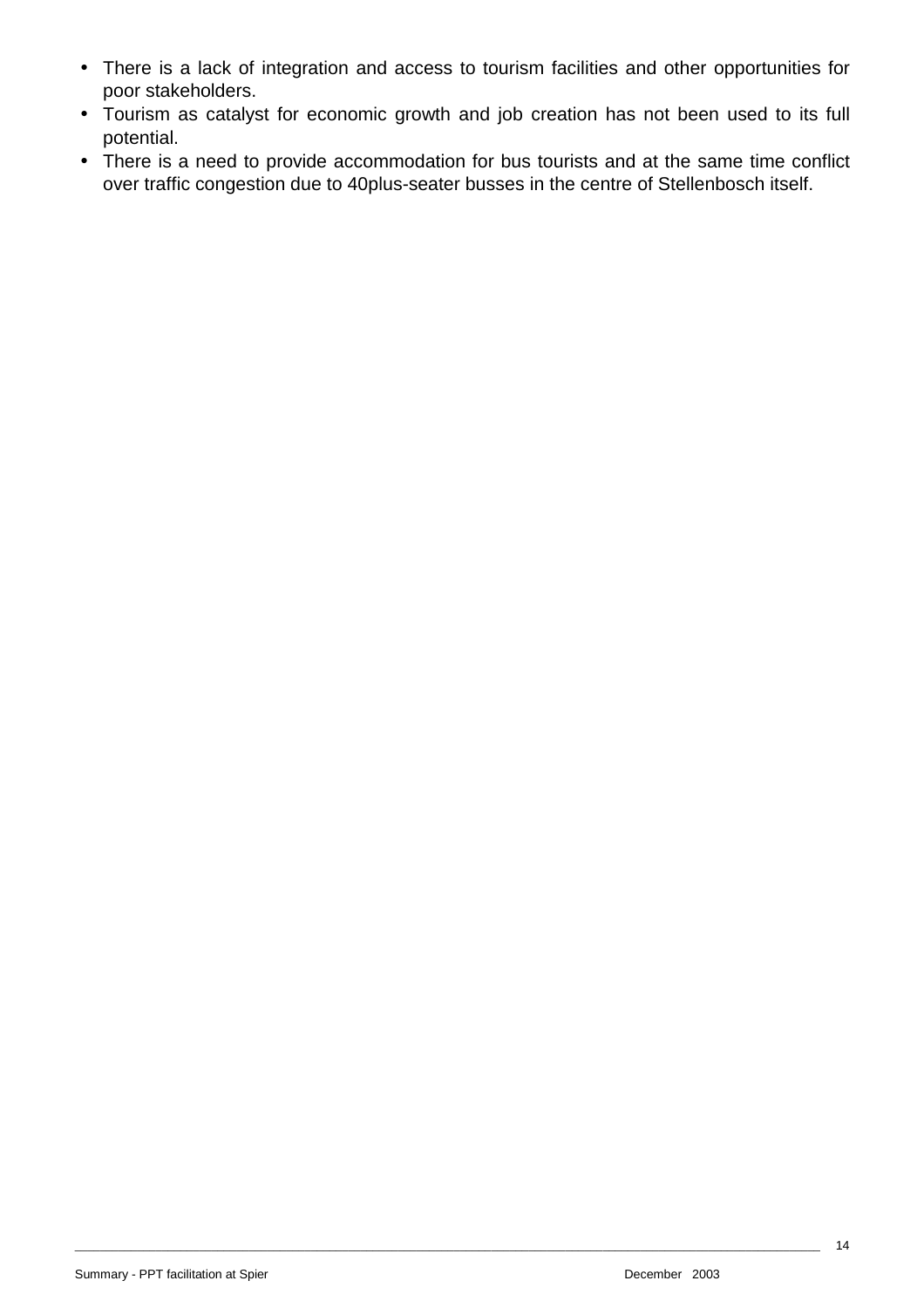- There is a lack of integration and access to tourism facilities and other opportunities for poor stakeholders.
- Tourism as catalyst for economic growth and job creation has not been used to its full potential.
- There is a need to provide accommodation for bus tourists and at the same time conflict over traffic congestion due to 40plus-seater busses in the centre of Stellenbosch itself.